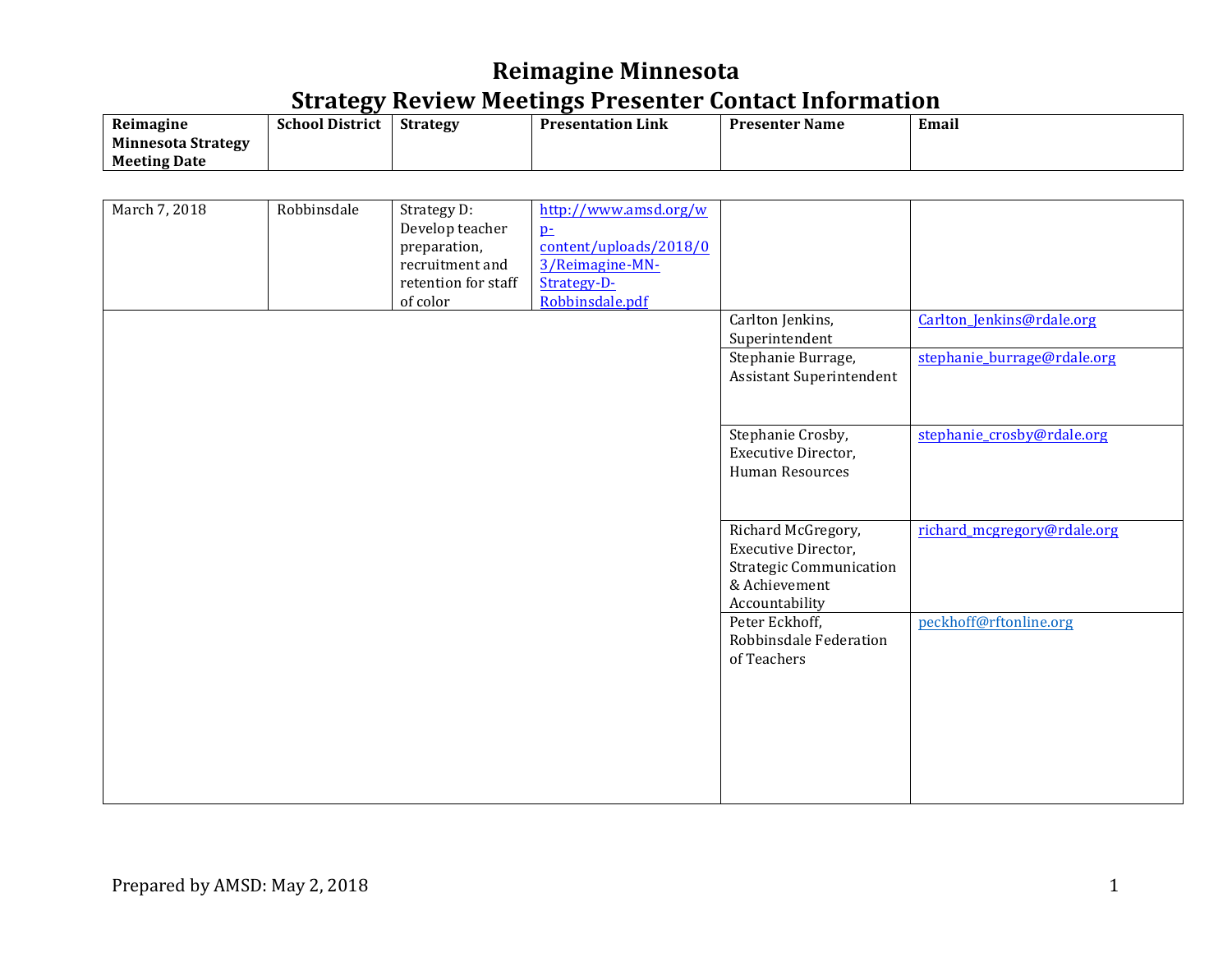# Reimagine Minnesota

## Strategy Review Meetings Presenter Contact Information

| Reimagine Minnesota Strategy Meeting Date | School District | Strategy | Presentation Link | Presenter Name | Email |
|---|---|---|---|---|---|
| March 7, 2018 | Robbinsdale | Strategy D: Develop teacher preparation, recruitment and retention for staff of color | http://www.amsd.org/wp-content/uploads/2018/03/Reimagine-MN-Strategy-D-Robbinsdale.pdf | | |
| | | | | Carlton Jenkins, Superintendent | Carlton_Jenkins@rdale.org |
| | | | | Stephanie Burrage, Assistant Superintendent | stephanie_burrage@rdale.org |
| | | | | Stephanie Crosby, Executive Director, Human Resources | stephanie_crosby@rdale.org |
| | | | | Richard McGregory, Executive Director, Strategic Communication & Achievement Accountability | richard_mcgregory@rdale.org |
| | | | | Peter Eckhoff, Robbinsdale Federation of Teachers | peckhoff@rftonline.org |

Prepared by AMSD: May 2, 2018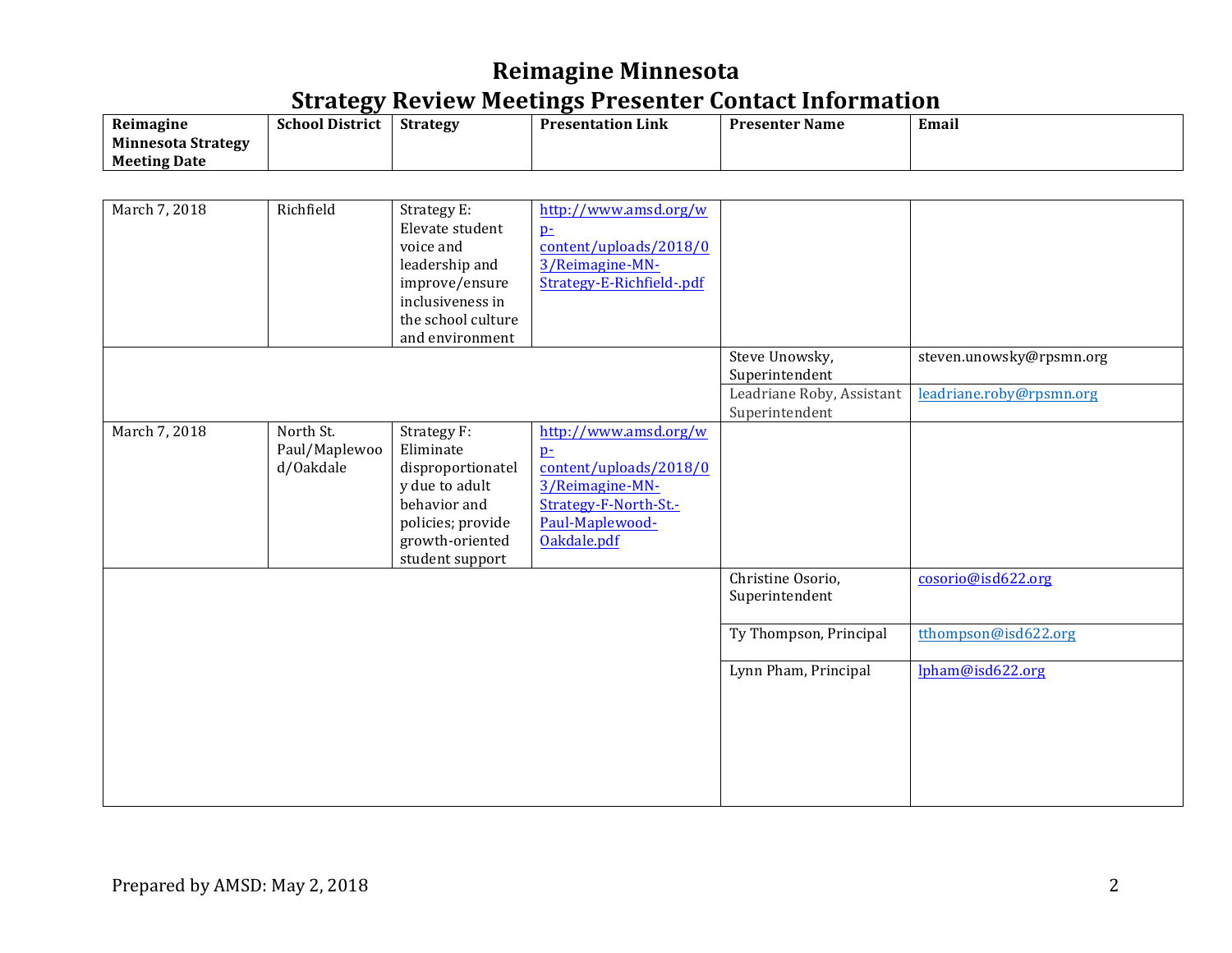# Reimagine Minnesota

## Strategy Review Meetings Presenter Contact Information

| Reimagine Minnesota Strategy Meeting Date | School District | Strategy | Presentation Link | Presenter Name | Email |
|---|---|---|---|---|---|
| March 7, 2018 | Richfield | Strategy E: Elevate student voice and leadership and improve/ensure inclusiveness in the school culture and environment | http://www.amsd.org/wp-content/uploads/2018/03/Reimagine-MN-Strategy-E-Richfield-.pdf | | |
| | | | | Steve Unowsky, Superintendent | steven.unowsky@rpsmn.org |
| | | | | Leadriane Roby, Assistant Superintendent | leadriane.roby@rpsmn.org |
| March 7, 2018 | North St. Paul/Maplewood/Oakdale | Strategy F: Eliminate disproportionately due to adult behavior and policies; provide growth-oriented student support | http://www.amsd.org/wp-content/uploads/2018/03/Reimagine-MN-Strategy-F-North-St.-Paul-Maplewood-Oakdale.pdf | | |
| | | | | Christine Osorio, Superintendent | cosorio@isd622.org |
| | | | | Ty Thompson, Principal | tthompson@isd622.org |
| | | | | Lynn Pham, Principal | lpham@isd622.org |

Prepared by AMSD: May 2, 2018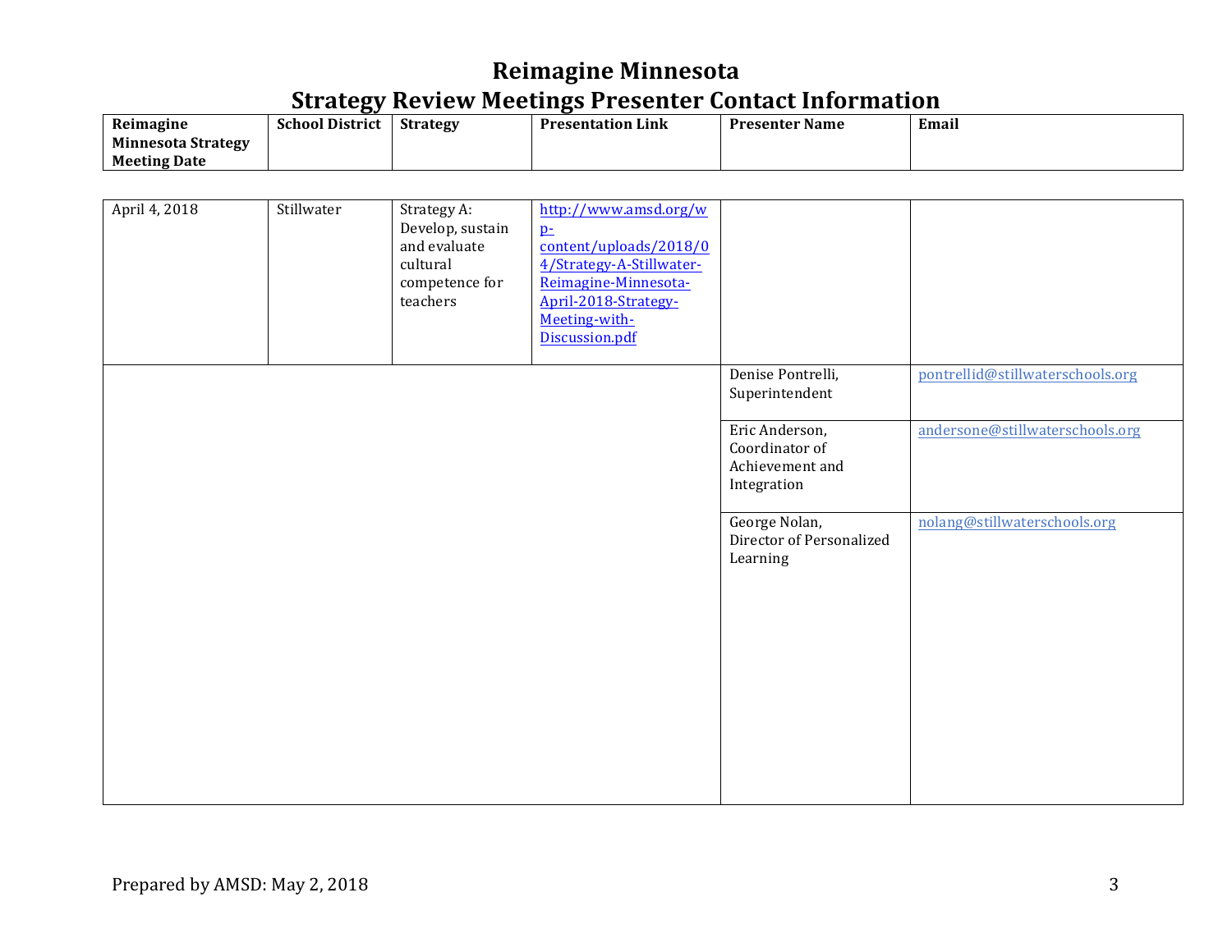# Reimagine Minnesota
## Strategy Review Meetings Presenter Contact Information

| Reimagine Minnesota Strategy Meeting Date | School District | Strategy | Presentation Link | Presenter Name | Email |
|---|---|---|---|---|---|
| April 4, 2018 | Stillwater | Strategy A: Develop, sustain and evaluate cultural competence for teachers | http://www.amsd.org/wp-content/uploads/2018/04/Strategy-A-Stillwater-Reimagine-Minnesota-April-2018-Strategy-Meeting-with-Discussion.pdf | | |
| | | | | Denise Pontrelli, Superintendent | pontrellid@stillwaterschools.org |
| | | | | Eric Anderson, Coordinator of Achievement and Integration | andersone@stillwaterschools.org |
| | | | | George Nolan, Director of Personalized Learning | nolang@stillwaterschools.org |

Prepared by AMSD: May 2, 2018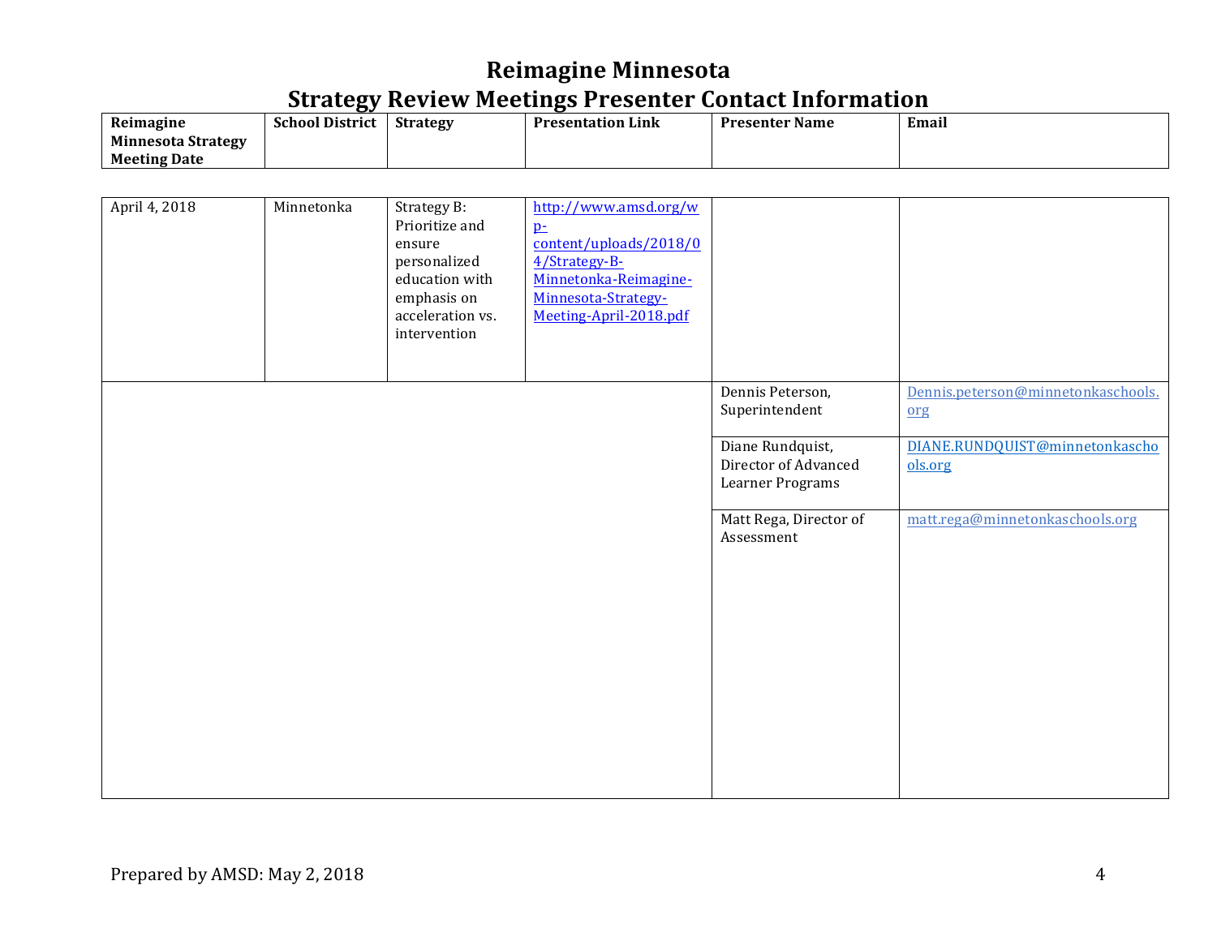# Reimagine Minnesota

## Strategy Review Meetings Presenter Contact Information

| Reimagine Minnesota Strategy Meeting Date | School District | Strategy | Presentation Link | Presenter Name | Email |
|---|---|---|---|---|---|
| April 4, 2018 | Minnetonka | Strategy B: Prioritize and ensure personalized education with emphasis on acceleration vs. intervention | http://www.amsd.org/wp-content/uploads/2018/04/Strategy-B-Minnetonka-Reimagine-Minnesota-Strategy-Meeting-April-2018.pdf | | |
| | | | | Dennis Peterson, Superintendent | Dennis.peterson@minnetonkaschools.org |
| | | | | Diane Rundquist, Director of Advanced Learner Programs | DIANE.RUNDQUIST@minnetonkaschools.org |
| | | | | Matt Rega, Director of Assessment | matt.rega@minnetonkaschools.org |

Prepared by AMSD: May 2, 2018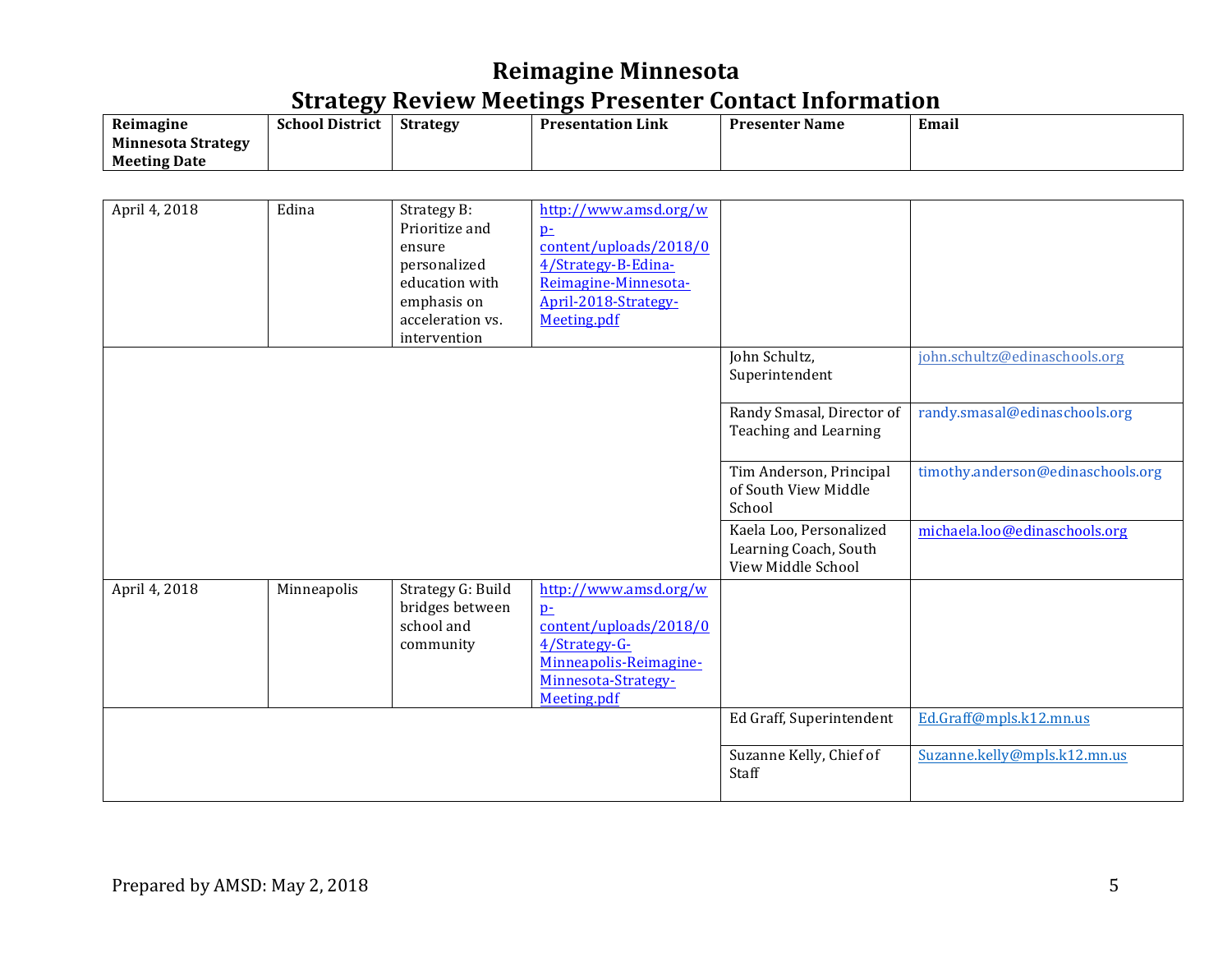# Reimagine Minnesota
## Strategy Review Meetings Presenter Contact Information

| Reimagine Minnesota Strategy Meeting Date | School District | Strategy | Presentation Link | Presenter Name | Email |
|---|---|---|---|---|---|
| April 4, 2018 | Edina | Strategy B: Prioritize and ensure personalized education with emphasis on acceleration vs. intervention | http://www.amsd.org/wp-content/uploads/2018/04/Strategy-B-Edina-Reimagine-Minnesota-April-2018-Strategy-Meeting.pdf | | |
| | | | | John Schultz, Superintendent | john.schultz@edinaschools.org |
| | | | | Randy Smasal, Director of Teaching and Learning | randy.smasal@edinaschools.org |
| | | | | Tim Anderson, Principal of South View Middle School | timothy.anderson@edinaschools.org |
| | | | | Kaela Loo, Personalized Learning Coach, South View Middle School | michaela.loo@edinaschools.org |
| April 4, 2018 | Minneapolis | Strategy G: Build bridges between school and community | http://www.amsd.org/wp-content/uploads/2018/04/Strategy-G-Minneapolis-Reimagine-Minnesota-Strategy-Meeting.pdf | | |
| | | | | Ed Graff, Superintendent | Ed.Graff@mpls.k12.mn.us |
| | | | | Suzanne Kelly, Chief of Staff | Suzanne.kelly@mpls.k12.mn.us |

Prepared by AMSD: May 2, 2018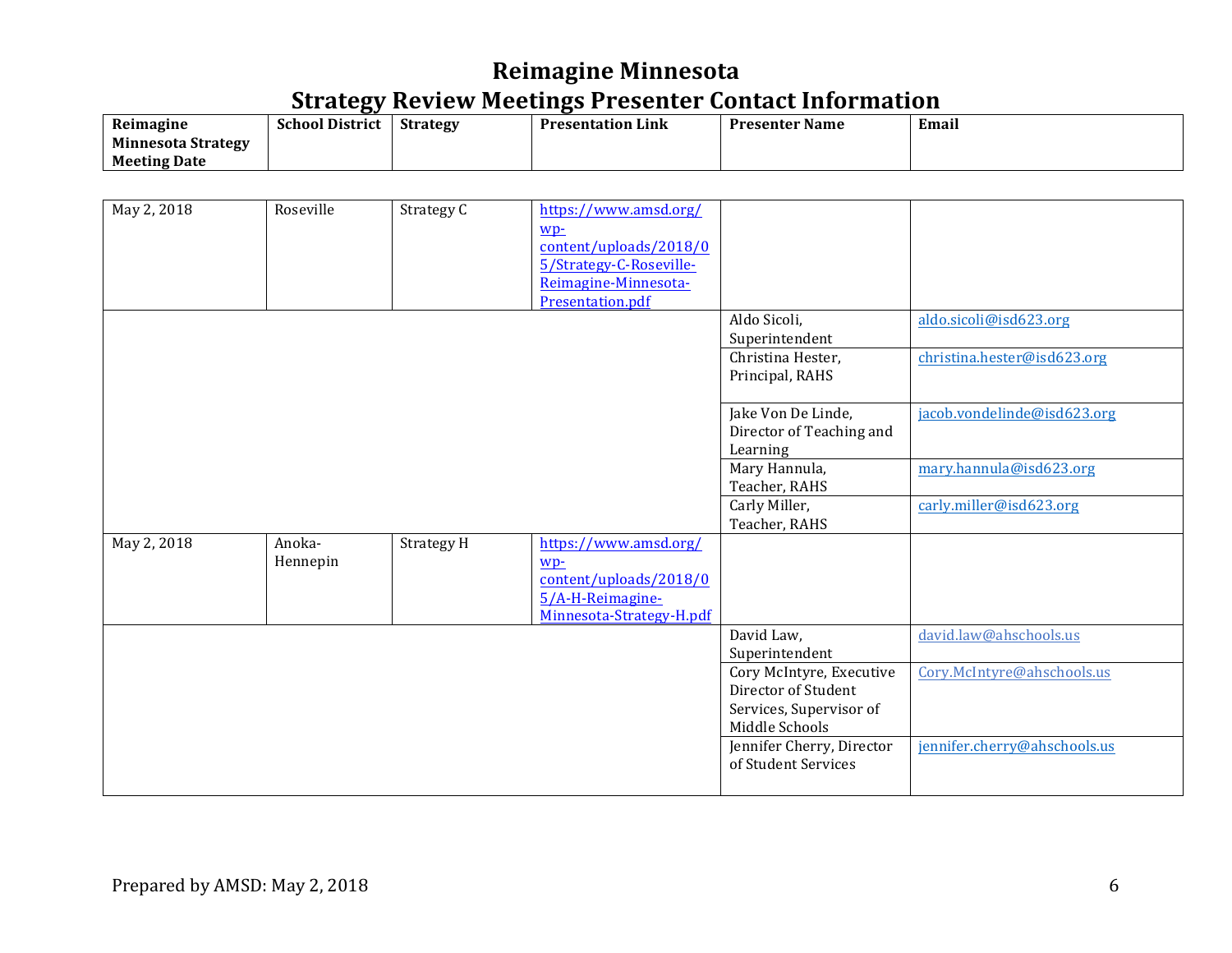# Reimagine Minnesota
## Strategy Review Meetings Presenter Contact Information

| Reimagine Minnesota Strategy Meeting Date | School District | Strategy | Presentation Link | Presenter Name | Email |
|---|---|---|---|---|---|
| May 2, 2018 | Roseville | Strategy C | https://www.amsd.org/wp-content/uploads/2018/05/Strategy-C-Roseville-Reimagine-Minnesota-Presentation.pdf | | |
| | | | | Aldo Sicoli, Superintendent | aldo.sicoli@isd623.org |
| | | | | Christina Hester, Principal, RAHS | christina.hester@isd623.org |
| | | | | Jake Von De Linde, Director of Teaching and Learning | jacob.vondelinde@isd623.org |
| | | | | Mary Hannula, Teacher, RAHS | mary.hannula@isd623.org |
| | | | | Carly Miller, Teacher, RAHS | carly.miller@isd623.org |
| May 2, 2018 | Anoka-Hennepin | Strategy H | https://www.amsd.org/wp-content/uploads/2018/05/A-H-Reimagine-Minnesota-Strategy-H.pdf | | |
| | | | | David Law, Superintendent | david.law@ahschools.us |
| | | | | Cory McIntyre, Executive Director of Student Services, Supervisor of Middle Schools | Cory.McIntyre@ahschools.us |
| | | | | Jennifer Cherry, Director of Student Services | jennifer.cherry@ahschools.us |

Prepared by AMSD: May 2, 2018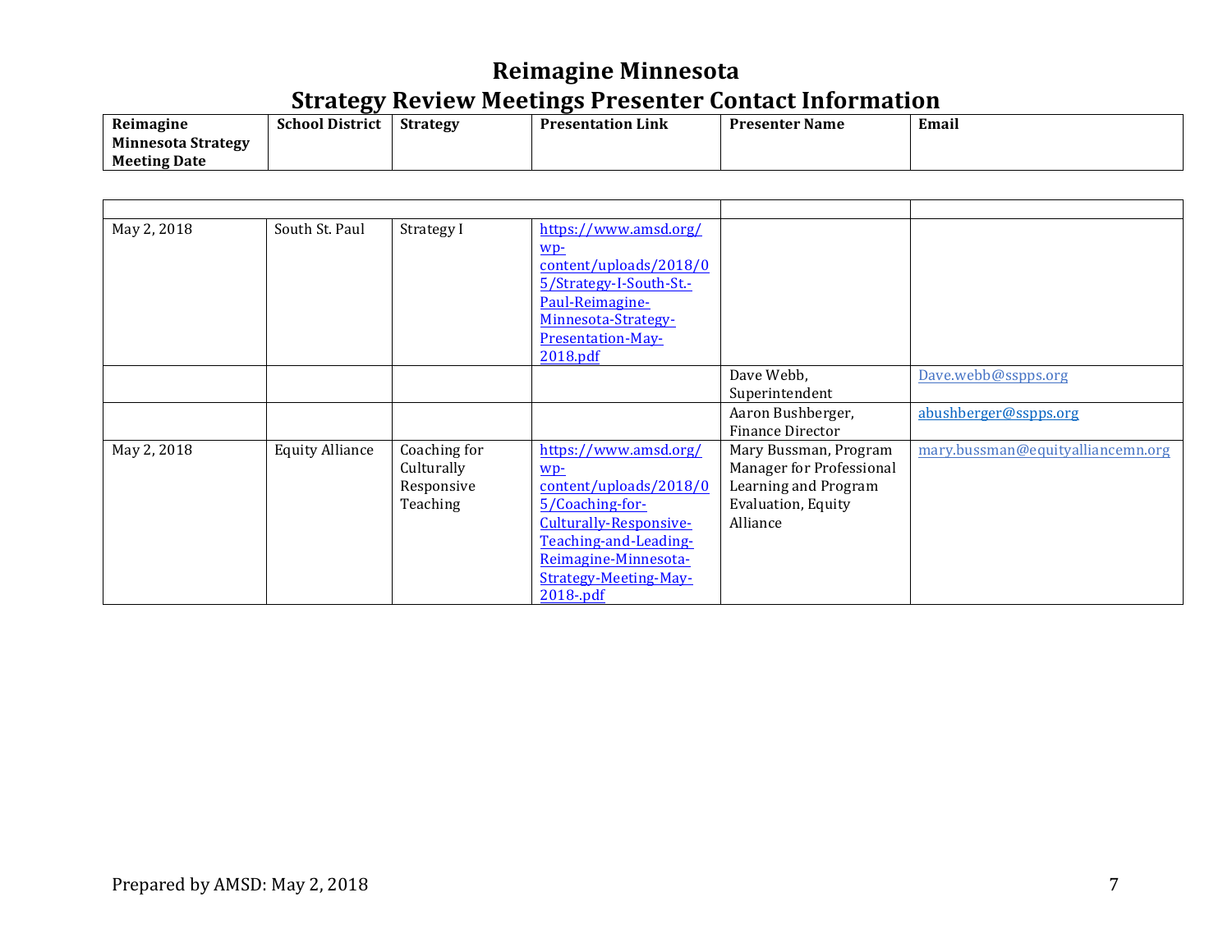# Reimagine Minnesota

## Strategy Review Meetings Presenter Contact Information

| Reimagine Minnesota Strategy Meeting Date | School District | Strategy | Presentation Link | Presenter Name | Email |
|---|---|---|---|---|---|
| | | | | | |
| May 2, 2018 | South St. Paul | Strategy I | https://www.amsd.org/wp-content/uploads/2018/05/Strategy-I-South-St.-Paul-Reimagine-Minnesota-Strategy-Presentation-May-2018.pdf | | |
| | | | | Dave Webb, Superintendent | Dave.webb@sspps.org |
| | | | | Aaron Bushberger, Finance Director | abushberger@sspps.org |
| May 2, 2018 | Equity Alliance | Coaching for Culturally Responsive Teaching | https://www.amsd.org/wp-content/uploads/2018/05/Coaching-for-Culturally-Responsive-Teaching-and-Leading-Reimagine-Minnesota-Strategy-Meeting-May-2018-.pdf | Mary Bussman, Program Manager for Professional Learning and Program Evaluation, Equity Alliance | mary.bussman@equityalliancemn.org |

Prepared by AMSD: May 2, 2018